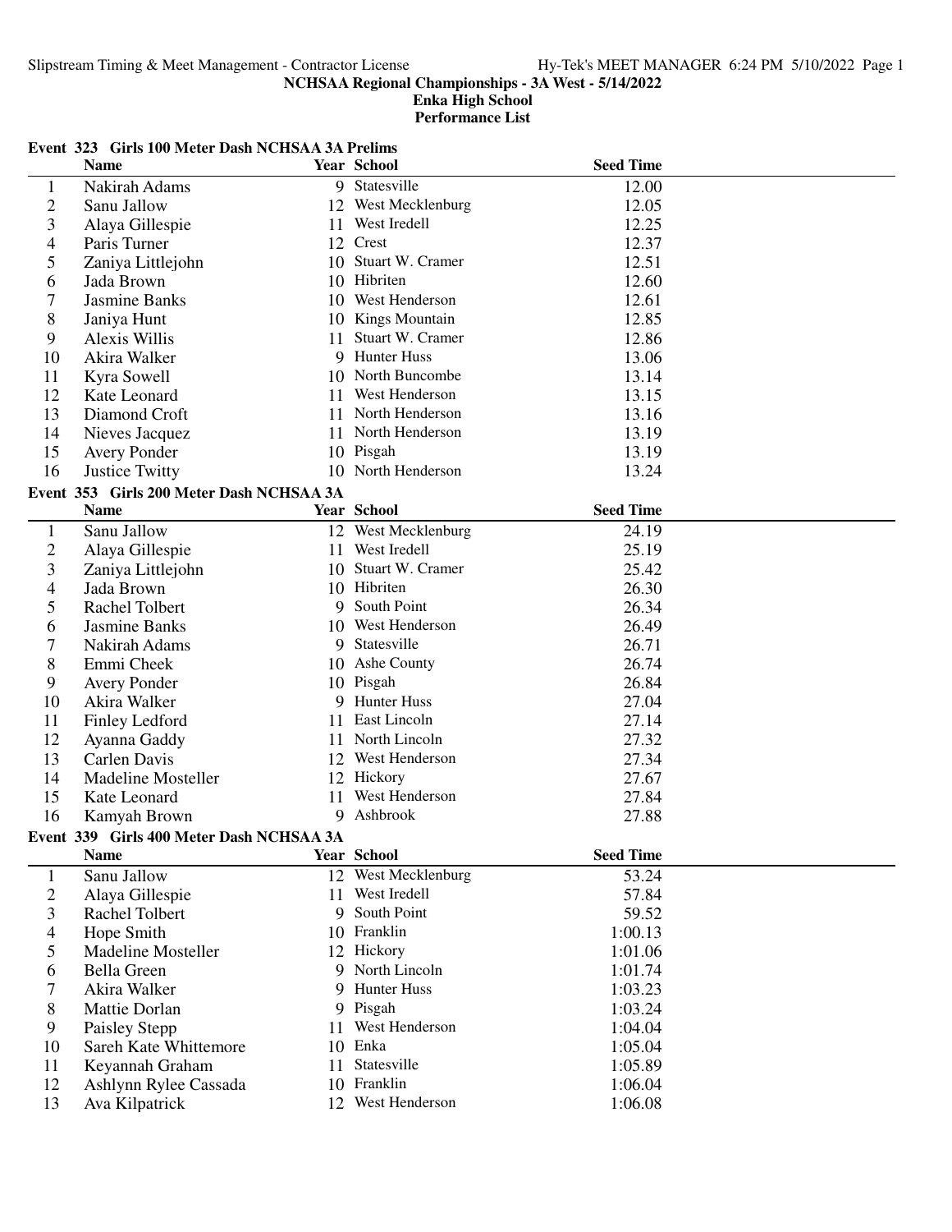# NCHSAA Regional Championships - 3A West - 5/14/2022

## Enka High School

## Performance List

### Event 323 Girls 100 Meter Dash NCHSAA 3A Prelims

| | Name | Year | School | Seed Time |
|---|---|---|---|---|
| 1 | Nakirah Adams | 9 | Statesville | 12.00 |
| 2 | Sanu Jallow | 12 | West Mecklenburg | 12.05 |
| 3 | Alaya Gillespie | 11 | West Iredell | 12.25 |
| 4 | Paris Turner | 12 | Crest | 12.37 |
| 5 | Zaniya Littlejohn | 10 | Stuart W. Cramer | 12.51 |
| 6 | Jada Brown | 10 | Hibriten | 12.60 |
| 7 | Jasmine Banks | 10 | West Henderson | 12.61 |
| 8 | Janiya Hunt | 10 | Kings Mountain | 12.85 |
| 9 | Alexis Willis | 11 | Stuart W. Cramer | 12.86 |
| 10 | Akira Walker | 9 | Hunter Huss | 13.06 |
| 11 | Kyra Sowell | 10 | North Buncombe | 13.14 |
| 12 | Kate Leonard | 11 | West Henderson | 13.15 |
| 13 | Diamond Croft | 11 | North Henderson | 13.16 |
| 14 | Nieves Jacquez | 11 | North Henderson | 13.19 |
| 15 | Avery Ponder | 10 | Pisgah | 13.19 |
| 16 | Justice Twitty | 10 | North Henderson | 13.24 |

### Event 353 Girls 200 Meter Dash NCHSAA 3A

| | Name | Year | School | Seed Time |
|---|---|---|---|---|
| 1 | Sanu Jallow | 12 | West Mecklenburg | 24.19 |
| 2 | Alaya Gillespie | 11 | West Iredell | 25.19 |
| 3 | Zaniya Littlejohn | 10 | Stuart W. Cramer | 25.42 |
| 4 | Jada Brown | 10 | Hibriten | 26.30 |
| 5 | Rachel Tolbert | 9 | South Point | 26.34 |
| 6 | Jasmine Banks | 10 | West Henderson | 26.49 |
| 7 | Nakirah Adams | 9 | Statesville | 26.71 |
| 8 | Emmi Cheek | 10 | Ashe County | 26.74 |
| 9 | Avery Ponder | 10 | Pisgah | 26.84 |
| 10 | Akira Walker | 9 | Hunter Huss | 27.04 |
| 11 | Finley Ledford | 11 | East Lincoln | 27.14 |
| 12 | Ayanna Gaddy | 11 | North Lincoln | 27.32 |
| 13 | Carlen Davis | 12 | West Henderson | 27.34 |
| 14 | Madeline Mosteller | 12 | Hickory | 27.67 |
| 15 | Kate Leonard | 11 | West Henderson | 27.84 |
| 16 | Kamyah Brown | 9 | Ashbrook | 27.88 |

### Event 339 Girls 400 Meter Dash NCHSAA 3A

| | Name | Year | School | Seed Time |
|---|---|---|---|---|
| 1 | Sanu Jallow | 12 | West Mecklenburg | 53.24 |
| 2 | Alaya Gillespie | 11 | West Iredell | 57.84 |
| 3 | Rachel Tolbert | 9 | South Point | 59.52 |
| 4 | Hope Smith | 10 | Franklin | 1:00.13 |
| 5 | Madeline Mosteller | 12 | Hickory | 1:01.06 |
| 6 | Bella Green | 9 | North Lincoln | 1:01.74 |
| 7 | Akira Walker | 9 | Hunter Huss | 1:03.23 |
| 8 | Mattie Dorlan | 9 | Pisgah | 1:03.24 |
| 9 | Paisley Stepp | 11 | West Henderson | 1:04.04 |
| 10 | Sareh Kate Whittemore | 10 | Enka | 1:05.04 |
| 11 | Keyannah Graham | 11 | Statesville | 1:05.89 |
| 12 | Ashlynn Rylee Cassada | 10 | Franklin | 1:06.04 |
| 13 | Ava Kilpatrick | 12 | West Henderson | 1:06.08 |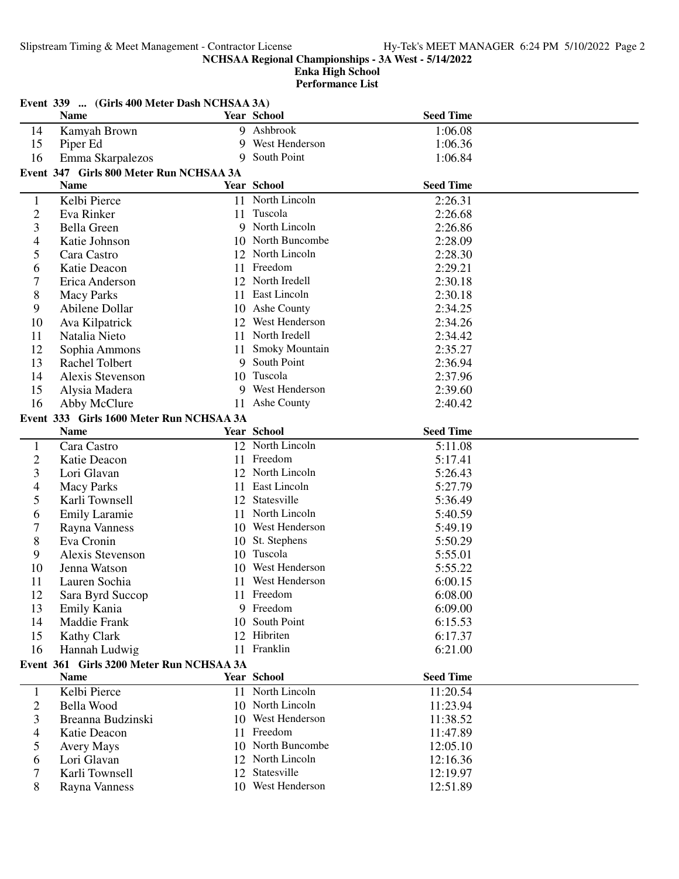NCHSAA Regional Championships - 3A West - 5/14/2022

Enka High School

Performance List

### Event 339 ... (Girls 400 Meter Dash NCHSAA 3A)

| | Name | Year | School | Seed Time |
|---|---|---|---|---|
| 14 | Kamyah Brown | 9 | Ashbrook | 1:06.08 |
| 15 | Piper Ed | 9 | West Henderson | 1:06.36 |
| 16 | Emma Skarpalezos | 9 | South Point | 1:06.84 |

### Event 347 Girls 800 Meter Run NCHSAA 3A

| | Name | Year | School | Seed Time |
|---|---|---|---|---|
| 1 | Kelbi Pierce | 11 | North Lincoln | 2:26.31 |
| 2 | Eva Rinker | 11 | Tuscola | 2:26.68 |
| 3 | Bella Green | 9 | North Lincoln | 2:26.86 |
| 4 | Katie Johnson | 10 | North Buncombe | 2:28.09 |
| 5 | Cara Castro | 12 | North Lincoln | 2:28.30 |
| 6 | Katie Deacon | 11 | Freedom | 2:29.21 |
| 7 | Erica Anderson | 12 | North Iredell | 2:30.18 |
| 8 | Macy Parks | 11 | East Lincoln | 2:30.18 |
| 9 | Abilene Dollar | 10 | Ashe County | 2:34.25 |
| 10 | Ava Kilpatrick | 12 | West Henderson | 2:34.26 |
| 11 | Natalia Nieto | 11 | North Iredell | 2:34.42 |
| 12 | Sophia Ammons | 11 | Smoky Mountain | 2:35.27 |
| 13 | Rachel Tolbert | 9 | South Point | 2:36.94 |
| 14 | Alexis Stevenson | 10 | Tuscola | 2:37.96 |
| 15 | Alysia Madera | 9 | West Henderson | 2:39.60 |
| 16 | Abby McClure | 11 | Ashe County | 2:40.42 |

### Event 333 Girls 1600 Meter Run NCHSAA 3A

| | Name | Year | School | Seed Time |
|---|---|---|---|---|
| 1 | Cara Castro | 12 | North Lincoln | 5:11.08 |
| 2 | Katie Deacon | 11 | Freedom | 5:17.41 |
| 3 | Lori Glavan | 12 | North Lincoln | 5:26.43 |
| 4 | Macy Parks | 11 | East Lincoln | 5:27.79 |
| 5 | Karli Townsell | 12 | Statesville | 5:36.49 |
| 6 | Emily Laramie | 11 | North Lincoln | 5:40.59 |
| 7 | Rayna Vanness | 10 | West Henderson | 5:49.19 |
| 8 | Eva Cronin | 10 | St. Stephens | 5:50.29 |
| 9 | Alexis Stevenson | 10 | Tuscola | 5:55.01 |
| 10 | Jenna Watson | 10 | West Henderson | 5:55.22 |
| 11 | Lauren Sochia | 11 | West Henderson | 6:00.15 |
| 12 | Sara Byrd Succop | 11 | Freedom | 6:08.00 |
| 13 | Emily Kania | 9 | Freedom | 6:09.00 |
| 14 | Maddie Frank | 10 | South Point | 6:15.53 |
| 15 | Kathy Clark | 12 | Hibriten | 6:17.37 |
| 16 | Hannah Ludwig | 11 | Franklin | 6:21.00 |

### Event 361 Girls 3200 Meter Run NCHSAA 3A

| | Name | Year | School | Seed Time |
|---|---|---|---|---|
| 1 | Kelbi Pierce | 11 | North Lincoln | 11:20.54 |
| 2 | Bella Wood | 10 | North Lincoln | 11:23.94 |
| 3 | Breanna Budzinski | 10 | West Henderson | 11:38.52 |
| 4 | Katie Deacon | 11 | Freedom | 11:47.89 |
| 5 | Avery Mays | 10 | North Buncombe | 12:05.10 |
| 6 | Lori Glavan | 12 | North Lincoln | 12:16.36 |
| 7 | Karli Townsell | 12 | Statesville | 12:19.97 |
| 8 | Rayna Vanness | 10 | West Henderson | 12:51.89 |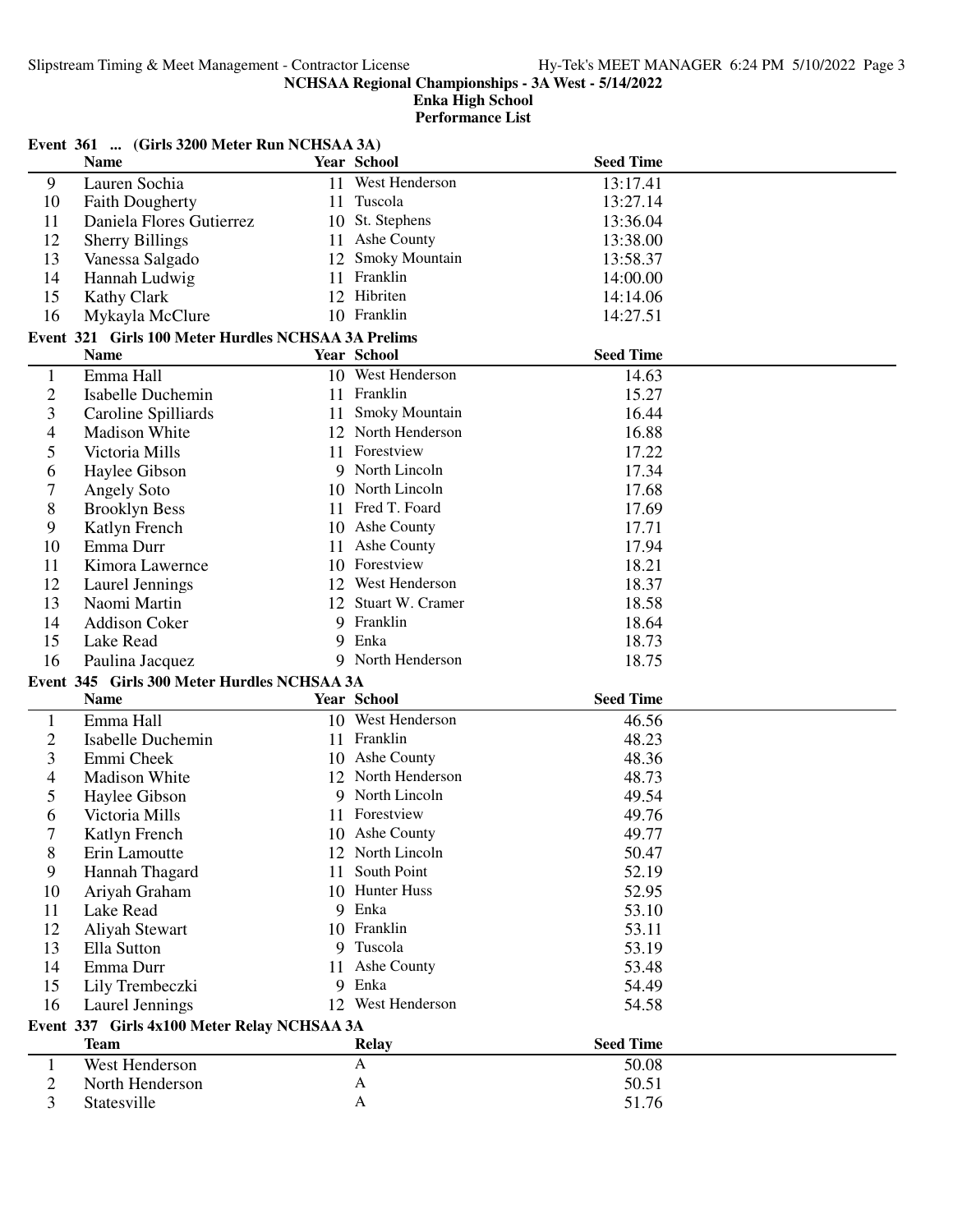## NCHSAA Regional Championships - 3A West - 5/14/2022

### Enka High School

### Performance List

**Event 361 ... (Girls 3200 Meter Run NCHSAA 3A)**

| | Name | Year | School | Seed Time |
|---|---|---|---|---|
| 9 | Lauren Sochia | 11 | West Henderson | 13:17.41 |
| 10 | Faith Dougherty | 11 | Tuscola | 13:27.14 |
| 11 | Daniela Flores Gutierrez | 10 | St. Stephens | 13:36.04 |
| 12 | Sherry Billings | 11 | Ashe County | 13:38.00 |
| 13 | Vanessa Salgado | 12 | Smoky Mountain | 13:58.37 |
| 14 | Hannah Ludwig | 11 | Franklin | 14:00.00 |
| 15 | Kathy Clark | 12 | Hibriten | 14:14.06 |
| 16 | Mykayla McClure | 10 | Franklin | 14:27.51 |

**Event 321 Girls 100 Meter Hurdles NCHSAA 3A Prelims**

| | Name | Year | School | Seed Time |
|---|---|---|---|---|
| 1 | Emma Hall | 10 | West Henderson | 14.63 |
| 2 | Isabelle Duchemin | 11 | Franklin | 15.27 |
| 3 | Caroline Spilliards | 11 | Smoky Mountain | 16.44 |
| 4 | Madison White | 12 | North Henderson | 16.88 |
| 5 | Victoria Mills | 11 | Forestview | 17.22 |
| 6 | Haylee Gibson | 9 | North Lincoln | 17.34 |
| 7 | Angely Soto | 10 | North Lincoln | 17.68 |
| 8 | Brooklyn Bess | 11 | Fred T. Foard | 17.69 |
| 9 | Katlyn French | 10 | Ashe County | 17.71 |
| 10 | Emma Durr | 11 | Ashe County | 17.94 |
| 11 | Kimora Lawernce | 10 | Forestview | 18.21 |
| 12 | Laurel Jennings | 12 | West Henderson | 18.37 |
| 13 | Naomi Martin | 12 | Stuart W. Cramer | 18.58 |
| 14 | Addison Coker | 9 | Franklin | 18.64 |
| 15 | Lake Read | 9 | Enka | 18.73 |
| 16 | Paulina Jacquez | 9 | North Henderson | 18.75 |

**Event 345 Girls 300 Meter Hurdles NCHSAA 3A**

| | Name | Year | School | Seed Time |
|---|---|---|---|---|
| 1 | Emma Hall | 10 | West Henderson | 46.56 |
| 2 | Isabelle Duchemin | 11 | Franklin | 48.23 |
| 3 | Emmi Cheek | 10 | Ashe County | 48.36 |
| 4 | Madison White | 12 | North Henderson | 48.73 |
| 5 | Haylee Gibson | 9 | North Lincoln | 49.54 |
| 6 | Victoria Mills | 11 | Forestview | 49.76 |
| 7 | Katlyn French | 10 | Ashe County | 49.77 |
| 8 | Erin Lamoutte | 12 | North Lincoln | 50.47 |
| 9 | Hannah Thagard | 11 | South Point | 52.19 |
| 10 | Ariyah Graham | 10 | Hunter Huss | 52.95 |
| 11 | Lake Read | 9 | Enka | 53.10 |
| 12 | Aliyah Stewart | 10 | Franklin | 53.11 |
| 13 | Ella Sutton | 9 | Tuscola | 53.19 |
| 14 | Emma Durr | 11 | Ashe County | 53.48 |
| 15 | Lily Trembeczki | 9 | Enka | 54.49 |
| 16 | Laurel Jennings | 12 | West Henderson | 54.58 |

**Event 337 Girls 4x100 Meter Relay NCHSAA 3A**

| | Team | Relay | Seed Time |
|---|---|---|---|
| 1 | West Henderson | A | 50.08 |
| 2 | North Henderson | A | 50.51 |
| 3 | Statesville | A | 51.76 |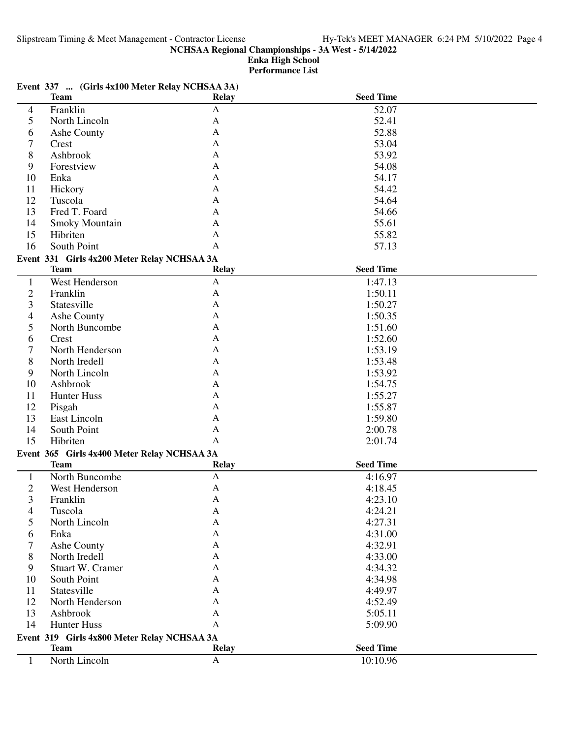### Event 337 ... (Girls 4x100 Meter Relay NCHSAA 3A)

| | Team | Relay | Seed Time |
|---|---|---|---|
| 4 | Franklin | A | 52.07 |
| 5 | North Lincoln | A | 52.41 |
| 6 | Ashe County | A | 52.88 |
| 7 | Crest | A | 53.04 |
| 8 | Ashbrook | A | 53.92 |
| 9 | Forestview | A | 54.08 |
| 10 | Enka | A | 54.17 |
| 11 | Hickory | A | 54.42 |
| 12 | Tuscola | A | 54.64 |
| 13 | Fred T. Foard | A | 54.66 |
| 14 | Smoky Mountain | A | 55.61 |
| 15 | Hibriten | A | 55.82 |
| 16 | South Point | A | 57.13 |

### Event 331 Girls 4x200 Meter Relay NCHSAA 3A

| | Team | Relay | Seed Time |
|---|---|---|---|
| 1 | West Henderson | A | 1:47.13 |
| 2 | Franklin | A | 1:50.11 |
| 3 | Statesville | A | 1:50.27 |
| 4 | Ashe County | A | 1:50.35 |
| 5 | North Buncombe | A | 1:51.60 |
| 6 | Crest | A | 1:52.60 |
| 7 | North Henderson | A | 1:53.19 |
| 8 | North Iredell | A | 1:53.48 |
| 9 | North Lincoln | A | 1:53.92 |
| 10 | Ashbrook | A | 1:54.75 |
| 11 | Hunter Huss | A | 1:55.27 |
| 12 | Pisgah | A | 1:55.87 |
| 13 | East Lincoln | A | 1:59.80 |
| 14 | South Point | A | 2:00.78 |
| 15 | Hibriten | A | 2:01.74 |

### Event 365 Girls 4x400 Meter Relay NCHSAA 3A

| | Team | Relay | Seed Time |
|---|---|---|---|
| 1 | North Buncombe | A | 4:16.97 |
| 2 | West Henderson | A | 4:18.45 |
| 3 | Franklin | A | 4:23.10 |
| 4 | Tuscola | A | 4:24.21 |
| 5 | North Lincoln | A | 4:27.31 |
| 6 | Enka | A | 4:31.00 |
| 7 | Ashe County | A | 4:32.91 |
| 8 | North Iredell | A | 4:33.00 |
| 9 | Stuart W. Cramer | A | 4:34.32 |
| 10 | South Point | A | 4:34.98 |
| 11 | Statesville | A | 4:49.97 |
| 12 | North Henderson | A | 4:52.49 |
| 13 | Ashbrook | A | 5:05.11 |
| 14 | Hunter Huss | A | 5:09.90 |

### Event 319 Girls 4x800 Meter Relay NCHSAA 3A

| | Team | Relay | Seed Time |
|---|---|---|---|
| 1 | North Lincoln | A | 10:10.96 |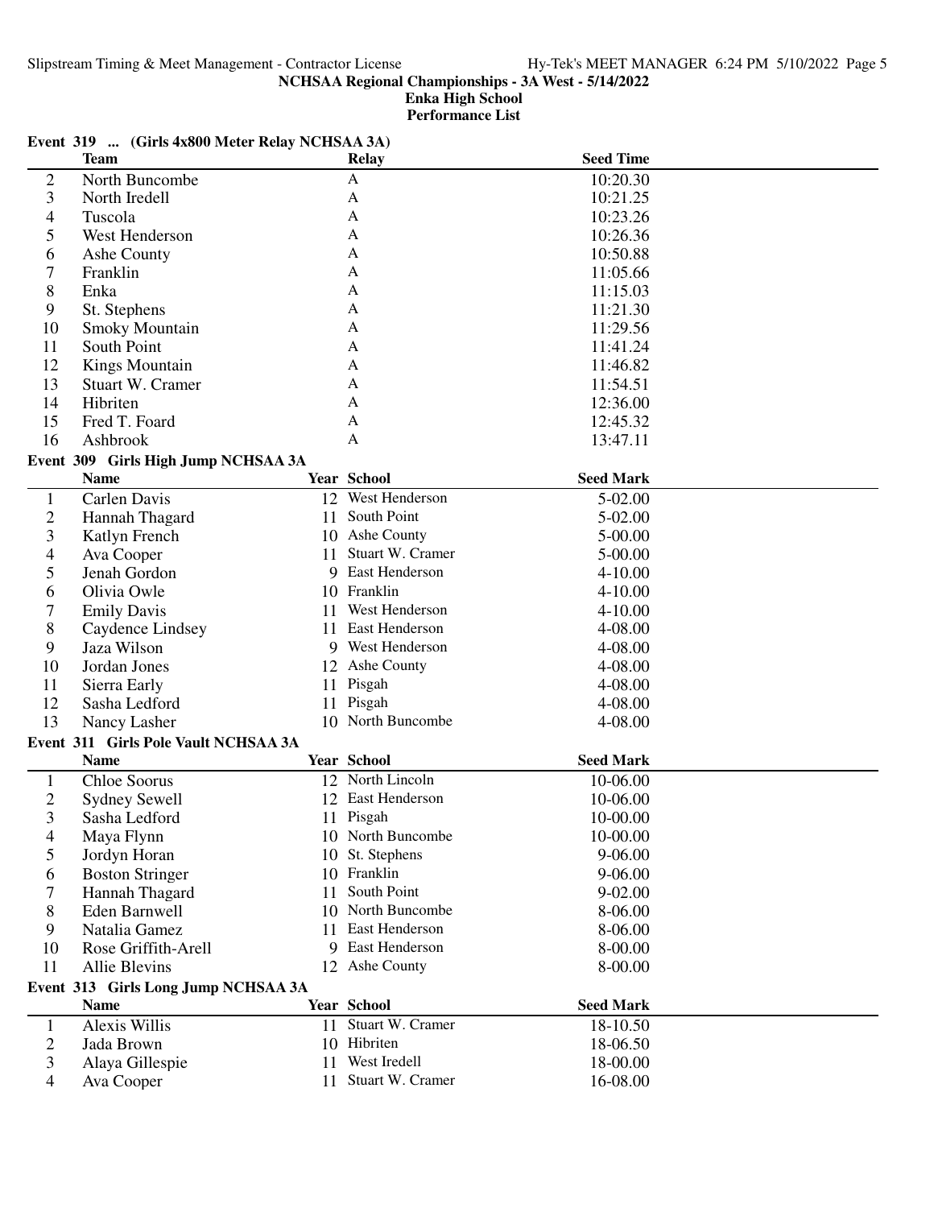NCHSAA Regional Championships - 3A West - 5/14/2022
Enka High School
Performance List

### Event 319 ... (Girls 4x800 Meter Relay NCHSAA 3A)

| | Team | Relay | Seed Time |
|---|---|---|---|
| 2 | North Buncombe | A | 10:20.30 |
| 3 | North Iredell | A | 10:21.25 |
| 4 | Tuscola | A | 10:23.26 |
| 5 | West Henderson | A | 10:26.36 |
| 6 | Ashe County | A | 10:50.88 |
| 7 | Franklin | A | 11:05.66 |
| 8 | Enka | A | 11:15.03 |
| 9 | St. Stephens | A | 11:21.30 |
| 10 | Smoky Mountain | A | 11:29.56 |
| 11 | South Point | A | 11:41.24 |
| 12 | Kings Mountain | A | 11:46.82 |
| 13 | Stuart W. Cramer | A | 11:54.51 |
| 14 | Hibriten | A | 12:36.00 |
| 15 | Fred T. Foard | A | 12:45.32 |
| 16 | Ashbrook | A | 13:47.11 |

### Event 309 Girls High Jump NCHSAA 3A

| | Name | Year | School | Seed Mark |
|---|---|---|---|---|
| 1 | Carlen Davis | 12 | West Henderson | 5-02.00 |
| 2 | Hannah Thagard | 11 | South Point | 5-02.00 |
| 3 | Katlyn French | 10 | Ashe County | 5-00.00 |
| 4 | Ava Cooper | 11 | Stuart W. Cramer | 5-00.00 |
| 5 | Jenah Gordon | 9 | East Henderson | 4-10.00 |
| 6 | Olivia Owle | 10 | Franklin | 4-10.00 |
| 7 | Emily Davis | 11 | West Henderson | 4-10.00 |
| 8 | Caydence Lindsey | 11 | East Henderson | 4-08.00 |
| 9 | Jaza Wilson | 9 | West Henderson | 4-08.00 |
| 10 | Jordan Jones | 12 | Ashe County | 4-08.00 |
| 11 | Sierra Early | 11 | Pisgah | 4-08.00 |
| 12 | Sasha Ledford | 11 | Pisgah | 4-08.00 |
| 13 | Nancy Lasher | 10 | North Buncombe | 4-08.00 |

### Event 311 Girls Pole Vault NCHSAA 3A

| | Name | Year | School | Seed Mark |
|---|---|---|---|---|
| 1 | Chloe Soorus | 12 | North Lincoln | 10-06.00 |
| 2 | Sydney Sewell | 12 | East Henderson | 10-06.00 |
| 3 | Sasha Ledford | 11 | Pisgah | 10-00.00 |
| 4 | Maya Flynn | 10 | North Buncombe | 10-00.00 |
| 5 | Jordyn Horan | 10 | St. Stephens | 9-06.00 |
| 6 | Boston Stringer | 10 | Franklin | 9-06.00 |
| 7 | Hannah Thagard | 11 | South Point | 9-02.00 |
| 8 | Eden Barnwell | 10 | North Buncombe | 8-06.00 |
| 9 | Natalia Gamez | 11 | East Henderson | 8-06.00 |
| 10 | Rose Griffith-Arell | 9 | East Henderson | 8-00.00 |
| 11 | Allie Blevins | 12 | Ashe County | 8-00.00 |

### Event 313 Girls Long Jump NCHSAA 3A

| | Name | Year | School | Seed Mark |
|---|---|---|---|---|
| 1 | Alexis Willis | 11 | Stuart W. Cramer | 18-10.50 |
| 2 | Jada Brown | 10 | Hibriten | 18-06.50 |
| 3 | Alaya Gillespie | 11 | West Iredell | 18-00.00 |
| 4 | Ava Cooper | 11 | Stuart W. Cramer | 16-08.00 |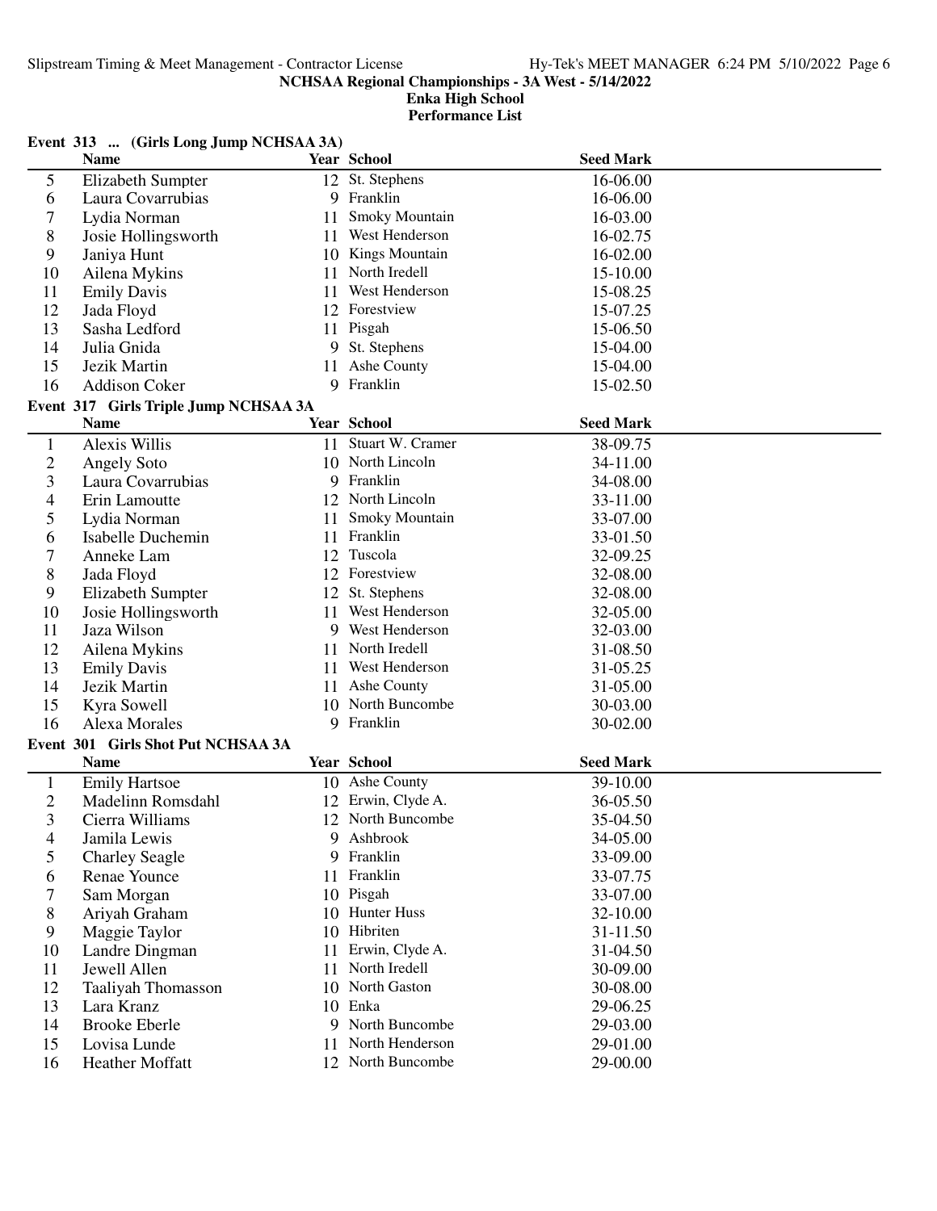NCHSAA Regional Championships - 3A West - 5/14/2022

Enka High School

Performance List

## Event 313 ... (Girls Long Jump NCHSAA 3A)

| | Name | Year | School | Seed Mark |
|---|---|---|---|---|
| 5 | Elizabeth Sumpter | 12 | St. Stephens | 16-06.00 |
| 6 | Laura Covarrubias | 9 | Franklin | 16-06.00 |
| 7 | Lydia Norman | 11 | Smoky Mountain | 16-03.00 |
| 8 | Josie Hollingsworth | 11 | West Henderson | 16-02.75 |
| 9 | Janiya Hunt | 10 | Kings Mountain | 16-02.00 |
| 10 | Ailena Mykins | 11 | North Iredell | 15-10.00 |
| 11 | Emily Davis | 11 | West Henderson | 15-08.25 |
| 12 | Jada Floyd | 12 | Forestview | 15-07.25 |
| 13 | Sasha Ledford | 11 | Pisgah | 15-06.50 |
| 14 | Julia Gnida | 9 | St. Stephens | 15-04.00 |
| 15 | Jezik Martin | 11 | Ashe County | 15-04.00 |
| 16 | Addison Coker | 9 | Franklin | 15-02.50 |

## Event 317 Girls Triple Jump NCHSAA 3A

| | Name | Year | School | Seed Mark |
|---|---|---|---|---|
| 1 | Alexis Willis | 11 | Stuart W. Cramer | 38-09.75 |
| 2 | Angely Soto | 10 | North Lincoln | 34-11.00 |
| 3 | Laura Covarrubias | 9 | Franklin | 34-08.00 |
| 4 | Erin Lamoutte | 12 | North Lincoln | 33-11.00 |
| 5 | Lydia Norman | 11 | Smoky Mountain | 33-07.00 |
| 6 | Isabelle Duchemin | 11 | Franklin | 33-01.50 |
| 7 | Anneke Lam | 12 | Tuscola | 32-09.25 |
| 8 | Jada Floyd | 12 | Forestview | 32-08.00 |
| 9 | Elizabeth Sumpter | 12 | St. Stephens | 32-08.00 |
| 10 | Josie Hollingsworth | 11 | West Henderson | 32-05.00 |
| 11 | Jaza Wilson | 9 | West Henderson | 32-03.00 |
| 12 | Ailena Mykins | 11 | North Iredell | 31-08.50 |
| 13 | Emily Davis | 11 | West Henderson | 31-05.25 |
| 14 | Jezik Martin | 11 | Ashe County | 31-05.00 |
| 15 | Kyra Sowell | 10 | North Buncombe | 30-03.00 |
| 16 | Alexa Morales | 9 | Franklin | 30-02.00 |

## Event 301 Girls Shot Put NCHSAA 3A

| | Name | Year | School | Seed Mark |
|---|---|---|---|---|
| 1 | Emily Hartsoe | 10 | Ashe County | 39-10.00 |
| 2 | Madelinn Romsdahl | 12 | Erwin, Clyde A. | 36-05.50 |
| 3 | Cierra Williams | 12 | North Buncombe | 35-04.50 |
| 4 | Jamila Lewis | 9 | Ashbrook | 34-05.00 |
| 5 | Charley Seagle | 9 | Franklin | 33-09.00 |
| 6 | Renae Younce | 11 | Franklin | 33-07.75 |
| 7 | Sam Morgan | 10 | Pisgah | 33-07.00 |
| 8 | Ariyah Graham | 10 | Hunter Huss | 32-10.00 |
| 9 | Maggie Taylor | 10 | Hibriten | 31-11.50 |
| 10 | Landre Dingman | 11 | Erwin, Clyde A. | 31-04.50 |
| 11 | Jewell Allen | 11 | North Iredell | 30-09.00 |
| 12 | Taaliyah Thomasson | 10 | North Gaston | 30-08.00 |
| 13 | Lara Kranz | 10 | Enka | 29-06.25 |
| 14 | Brooke Eberle | 9 | North Buncombe | 29-03.00 |
| 15 | Lovisa Lunde | 11 | North Henderson | 29-01.00 |
| 16 | Heather Moffatt | 12 | North Buncombe | 29-00.00 |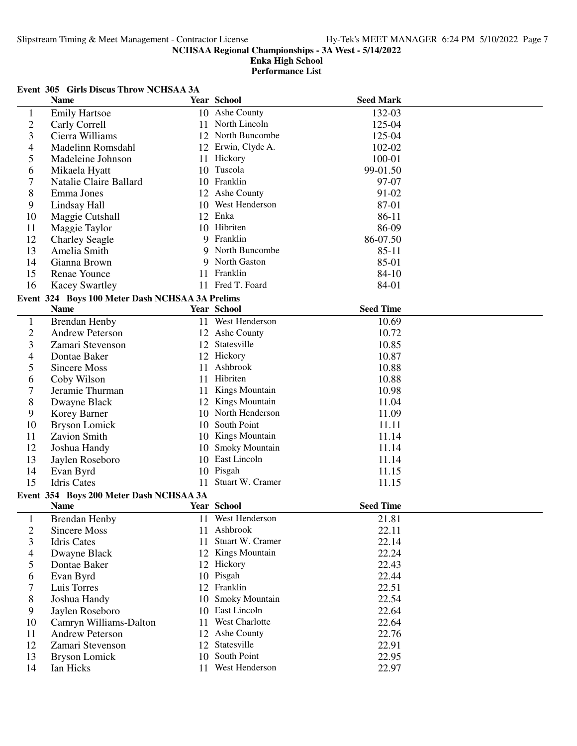NCHSAA Regional Championships - 3A West - 5/14/2022

Enka High School

Performance List

### Event 305 Girls Discus Throw NCHSAA 3A

| | Name | Year | School | Seed Mark |
|---|---|---|---|---|
| 1 | Emily Hartsoe | 10 | Ashe County | 132-03 |
| 2 | Carly Correll | 11 | North Lincoln | 125-04 |
| 3 | Cierra Williams | 12 | North Buncombe | 125-04 |
| 4 | Madelinn Romsdahl | 12 | Erwin, Clyde A. | 102-02 |
| 5 | Madeleine Johnson | 11 | Hickory | 100-01 |
| 6 | Mikaela Hyatt | 10 | Tuscola | 99-01.50 |
| 7 | Natalie Claire Ballard | 10 | Franklin | 97-07 |
| 8 | Emma Jones | 12 | Ashe County | 91-02 |
| 9 | Lindsay Hall | 10 | West Henderson | 87-01 |
| 10 | Maggie Cutshall | 12 | Enka | 86-11 |
| 11 | Maggie Taylor | 10 | Hibriten | 86-09 |
| 12 | Charley Seagle | 9 | Franklin | 86-07.50 |
| 13 | Amelia Smith | 9 | North Buncombe | 85-11 |
| 14 | Gianna Brown | 9 | North Gaston | 85-01 |
| 15 | Renae Younce | 11 | Franklin | 84-10 |
| 16 | Kacey Swartley | 11 | Fred T. Foard | 84-01 |

### Event 324 Boys 100 Meter Dash NCHSAA 3A Prelims

| | Name | Year | School | Seed Time |
|---|---|---|---|---|
| 1 | Brendan Henby | 11 | West Henderson | 10.69 |
| 2 | Andrew Peterson | 12 | Ashe County | 10.72 |
| 3 | Zamari Stevenson | 12 | Statesville | 10.85 |
| 4 | Dontae Baker | 12 | Hickory | 10.87 |
| 5 | Sincere Moss | 11 | Ashbrook | 10.88 |
| 6 | Coby Wilson | 11 | Hibriten | 10.88 |
| 7 | Jeramie Thurman | 11 | Kings Mountain | 10.98 |
| 8 | Dwayne Black | 12 | Kings Mountain | 11.04 |
| 9 | Korey Barner | 10 | North Henderson | 11.09 |
| 10 | Bryson Lomick | 10 | South Point | 11.11 |
| 11 | Zavion Smith | 10 | Kings Mountain | 11.14 |
| 12 | Joshua Handy | 10 | Smoky Mountain | 11.14 |
| 13 | Jaylen Roseboro | 10 | East Lincoln | 11.14 |
| 14 | Evan Byrd | 10 | Pisgah | 11.15 |
| 15 | Idris Cates | 11 | Stuart W. Cramer | 11.15 |

### Event 354 Boys 200 Meter Dash NCHSAA 3A

| | Name | Year | School | Seed Time |
|---|---|---|---|---|
| 1 | Brendan Henby | 11 | West Henderson | 21.81 |
| 2 | Sincere Moss | 11 | Ashbrook | 22.11 |
| 3 | Idris Cates | 11 | Stuart W. Cramer | 22.14 |
| 4 | Dwayne Black | 12 | Kings Mountain | 22.24 |
| 5 | Dontae Baker | 12 | Hickory | 22.43 |
| 6 | Evan Byrd | 10 | Pisgah | 22.44 |
| 7 | Luis Torres | 12 | Franklin | 22.51 |
| 8 | Joshua Handy | 10 | Smoky Mountain | 22.54 |
| 9 | Jaylen Roseboro | 10 | East Lincoln | 22.64 |
| 10 | Camryn Williams-Dalton | 11 | West Charlotte | 22.64 |
| 11 | Andrew Peterson | 12 | Ashe County | 22.76 |
| 12 | Zamari Stevenson | 12 | Statesville | 22.91 |
| 13 | Bryson Lomick | 10 | South Point | 22.95 |
| 14 | Ian Hicks | 11 | West Henderson | 22.97 |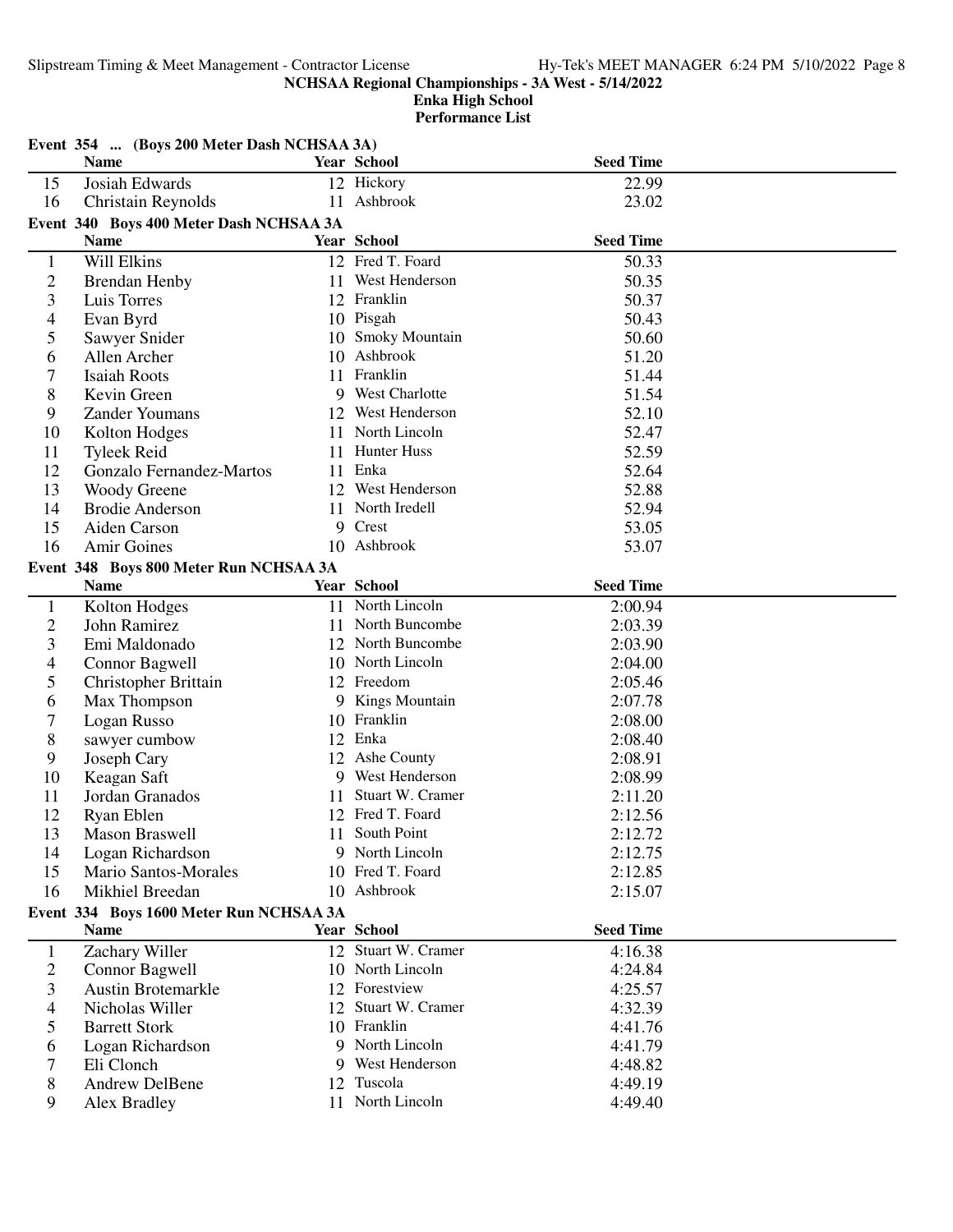NCHSAA Regional Championships - 3A West - 5/14/2022

Enka High School

Performance List

### Event 354 ... (Boys 200 Meter Dash NCHSAA 3A)

| | Name | Year | School | Seed Time |
|---|---|---|---|---|
| 15 | Josiah Edwards | 12 | Hickory | 22.99 |
| 16 | Christain Reynolds | 11 | Ashbrook | 23.02 |

### Event 340 Boys 400 Meter Dash NCHSAA 3A

| | Name | Year | School | Seed Time |
|---|---|---|---|---|
| 1 | Will Elkins | 12 | Fred T. Foard | 50.33 |
| 2 | Brendan Henby | 11 | West Henderson | 50.35 |
| 3 | Luis Torres | 12 | Franklin | 50.37 |
| 4 | Evan Byrd | 10 | Pisgah | 50.43 |
| 5 | Sawyer Snider | 10 | Smoky Mountain | 50.60 |
| 6 | Allen Archer | 10 | Ashbrook | 51.20 |
| 7 | Isaiah Roots | 11 | Franklin | 51.44 |
| 8 | Kevin Green | 9 | West Charlotte | 51.54 |
| 9 | Zander Youmans | 12 | West Henderson | 52.10 |
| 10 | Kolton Hodges | 11 | North Lincoln | 52.47 |
| 11 | Tyleek Reid | 11 | Hunter Huss | 52.59 |
| 12 | Gonzalo Fernandez-Martos | 11 | Enka | 52.64 |
| 13 | Woody Greene | 12 | West Henderson | 52.88 |
| 14 | Brodie Anderson | 11 | North Iredell | 52.94 |
| 15 | Aiden Carson | 9 | Crest | 53.05 |
| 16 | Amir Goines | 10 | Ashbrook | 53.07 |

### Event 348 Boys 800 Meter Run NCHSAA 3A

| | Name | Year | School | Seed Time |
|---|---|---|---|---|
| 1 | Kolton Hodges | 11 | North Lincoln | 2:00.94 |
| 2 | John Ramirez | 11 | North Buncombe | 2:03.39 |
| 3 | Emi Maldonado | 12 | North Buncombe | 2:03.90 |
| 4 | Connor Bagwell | 10 | North Lincoln | 2:04.00 |
| 5 | Christopher Brittain | 12 | Freedom | 2:05.46 |
| 6 | Max Thompson | 9 | Kings Mountain | 2:07.78 |
| 7 | Logan Russo | 10 | Franklin | 2:08.00 |
| 8 | sawyer cumbow | 12 | Enka | 2:08.40 |
| 9 | Joseph Cary | 12 | Ashe County | 2:08.91 |
| 10 | Keagan Saft | 9 | West Henderson | 2:08.99 |
| 11 | Jordan Granados | 11 | Stuart W. Cramer | 2:11.20 |
| 12 | Ryan Eblen | 12 | Fred T. Foard | 2:12.56 |
| 13 | Mason Braswell | 11 | South Point | 2:12.72 |
| 14 | Logan Richardson | 9 | North Lincoln | 2:12.75 |
| 15 | Mario Santos-Morales | 10 | Fred T. Foard | 2:12.85 |
| 16 | Mikhiel Breedan | 10 | Ashbrook | 2:15.07 |

### Event 334 Boys 1600 Meter Run NCHSAA 3A

| | Name | Year | School | Seed Time |
|---|---|---|---|---|
| 1 | Zachary Willer | 12 | Stuart W. Cramer | 4:16.38 |
| 2 | Connor Bagwell | 10 | North Lincoln | 4:24.84 |
| 3 | Austin Brotemarkle | 12 | Forestview | 4:25.57 |
| 4 | Nicholas Willer | 12 | Stuart W. Cramer | 4:32.39 |
| 5 | Barrett Stork | 10 | Franklin | 4:41.76 |
| 6 | Logan Richardson | 9 | North Lincoln | 4:41.79 |
| 7 | Eli Clonch | 9 | West Henderson | 4:48.82 |
| 8 | Andrew DelBene | 12 | Tuscola | 4:49.19 |
| 9 | Alex Bradley | 11 | North Lincoln | 4:49.40 |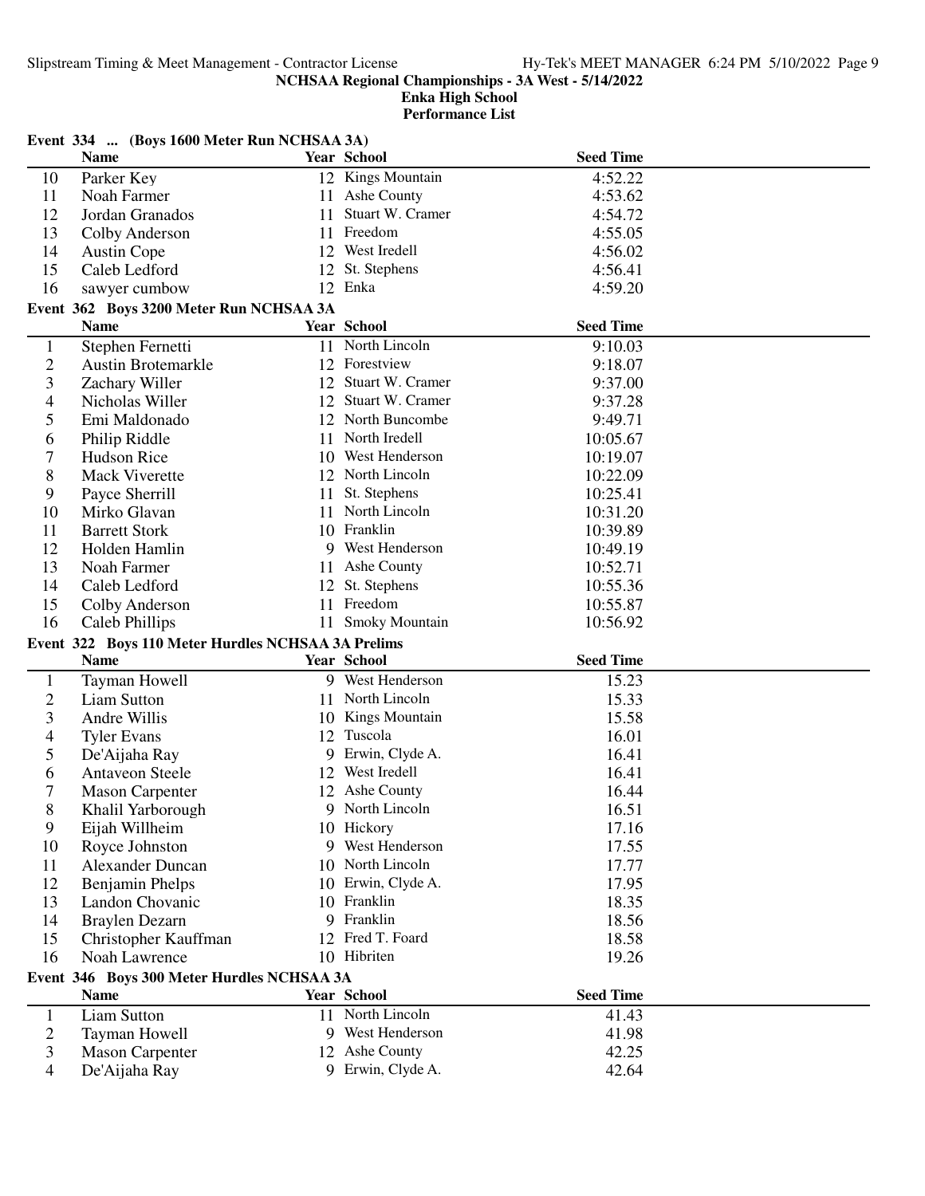**NCHSAA Regional Championships - 3A West - 5/14/2022**

**Enka High School**

**Performance List**

### Event 334 ... (Boys 1600 Meter Run NCHSAA 3A)

| | Name | Year | School | Seed Time |
|---|---|---|---|---|
| 10 | Parker Key | 12 | Kings Mountain | 4:52.22 |
| 11 | Noah Farmer | 11 | Ashe County | 4:53.62 |
| 12 | Jordan Granados | 11 | Stuart W. Cramer | 4:54.72 |
| 13 | Colby Anderson | 11 | Freedom | 4:55.05 |
| 14 | Austin Cope | 12 | West Iredell | 4:56.02 |
| 15 | Caleb Ledford | 12 | St. Stephens | 4:56.41 |
| 16 | sawyer cumbow | 12 | Enka | 4:59.20 |

### Event 362 Boys 3200 Meter Run NCHSAA 3A

| | Name | Year | School | Seed Time |
|---|---|---|---|---|
| 1 | Stephen Fernetti | 11 | North Lincoln | 9:10.03 |
| 2 | Austin Brotemarkle | 12 | Forestview | 9:18.07 |
| 3 | Zachary Willer | 12 | Stuart W. Cramer | 9:37.00 |
| 4 | Nicholas Willer | 12 | Stuart W. Cramer | 9:37.28 |
| 5 | Emi Maldonado | 12 | North Buncombe | 9:49.71 |
| 6 | Philip Riddle | 11 | North Iredell | 10:05.67 |
| 7 | Hudson Rice | 10 | West Henderson | 10:19.07 |
| 8 | Mack Viverette | 12 | North Lincoln | 10:22.09 |
| 9 | Payce Sherrill | 11 | St. Stephens | 10:25.41 |
| 10 | Mirko Glavan | 11 | North Lincoln | 10:31.20 |
| 11 | Barrett Stork | 10 | Franklin | 10:39.89 |
| 12 | Holden Hamlin | 9 | West Henderson | 10:49.19 |
| 13 | Noah Farmer | 11 | Ashe County | 10:52.71 |
| 14 | Caleb Ledford | 12 | St. Stephens | 10:55.36 |
| 15 | Colby Anderson | 11 | Freedom | 10:55.87 |
| 16 | Caleb Phillips | 11 | Smoky Mountain | 10:56.92 |

### Event 322 Boys 110 Meter Hurdles NCHSAA 3A Prelims

| | Name | Year | School | Seed Time |
|---|---|---|---|---|
| 1 | Tayman Howell | 9 | West Henderson | 15.23 |
| 2 | Liam Sutton | 11 | North Lincoln | 15.33 |
| 3 | Andre Willis | 10 | Kings Mountain | 15.58 |
| 4 | Tyler Evans | 12 | Tuscola | 16.01 |
| 5 | De'Aijaha Ray | 9 | Erwin, Clyde A. | 16.41 |
| 6 | Antaveon Steele | 12 | West Iredell | 16.41 |
| 7 | Mason Carpenter | 12 | Ashe County | 16.44 |
| 8 | Khalil Yarborough | 9 | North Lincoln | 16.51 |
| 9 | Eijah Willheim | 10 | Hickory | 17.16 |
| 10 | Royce Johnston | 9 | West Henderson | 17.55 |
| 11 | Alexander Duncan | 10 | North Lincoln | 17.77 |
| 12 | Benjamin Phelps | 10 | Erwin, Clyde A. | 17.95 |
| 13 | Landon Chovanic | 10 | Franklin | 18.35 |
| 14 | Braylen Dezarn | 9 | Franklin | 18.56 |
| 15 | Christopher Kauffman | 12 | Fred T. Foard | 18.58 |
| 16 | Noah Lawrence | 10 | Hibriten | 19.26 |

### Event 346 Boys 300 Meter Hurdles NCHSAA 3A

| | Name | Year | School | Seed Time |
|---|---|---|---|---|
| 1 | Liam Sutton | 11 | North Lincoln | 41.43 |
| 2 | Tayman Howell | 9 | West Henderson | 41.98 |
| 3 | Mason Carpenter | 12 | Ashe County | 42.25 |
| 4 | De'Aijaha Ray | 9 | Erwin, Clyde A. | 42.64 |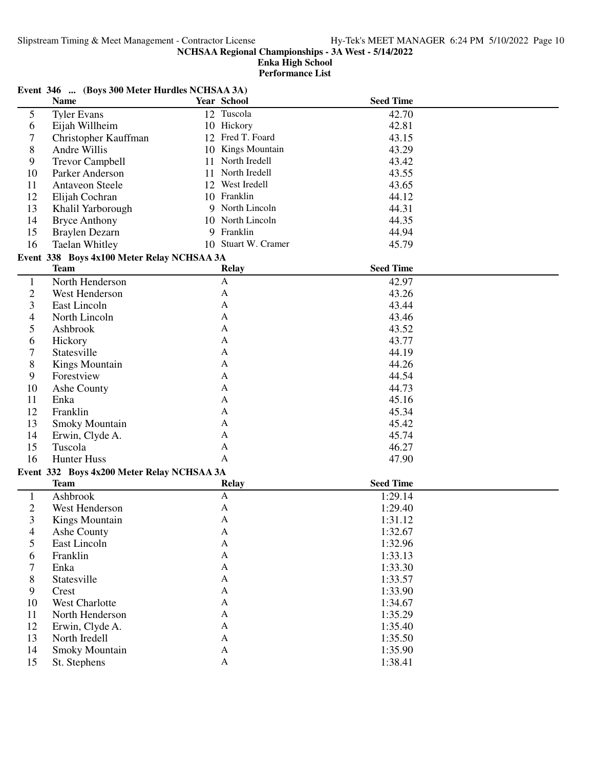**NCHSAA Regional Championships - 3A West - 5/14/2022**
**Enka High School**
**Performance List**

## Event 346 ... (Boys 300 Meter Hurdles NCHSAA 3A)

| | Name | Year | School | Seed Time |
|---|---|---|---|---|
| 5 | Tyler Evans | 12 | Tuscola | 42.70 |
| 6 | Eijah Willheim | 10 | Hickory | 42.81 |
| 7 | Christopher Kauffman | 12 | Fred T. Foard | 43.15 |
| 8 | Andre Willis | 10 | Kings Mountain | 43.29 |
| 9 | Trevor Campbell | 11 | North Iredell | 43.42 |
| 10 | Parker Anderson | 11 | North Iredell | 43.55 |
| 11 | Antaveon Steele | 12 | West Iredell | 43.65 |
| 12 | Elijah Cochran | 10 | Franklin | 44.12 |
| 13 | Khalil Yarborough | 9 | North Lincoln | 44.31 |
| 14 | Bryce Anthony | 10 | North Lincoln | 44.35 |
| 15 | Braylen Dezarn | 9 | Franklin | 44.94 |
| 16 | Taelan Whitley | 10 | Stuart W. Cramer | 45.79 |

## Event 338 Boys 4x100 Meter Relay NCHSAA 3A

| | Team | Relay | Seed Time |
|---|---|---|---|
| 1 | North Henderson | A | 42.97 |
| 2 | West Henderson | A | 43.26 |
| 3 | East Lincoln | A | 43.44 |
| 4 | North Lincoln | A | 43.46 |
| 5 | Ashbrook | A | 43.52 |
| 6 | Hickory | A | 43.77 |
| 7 | Statesville | A | 44.19 |
| 8 | Kings Mountain | A | 44.26 |
| 9 | Forestview | A | 44.54 |
| 10 | Ashe County | A | 44.73 |
| 11 | Enka | A | 45.16 |
| 12 | Franklin | A | 45.34 |
| 13 | Smoky Mountain | A | 45.42 |
| 14 | Erwin, Clyde A. | A | 45.74 |
| 15 | Tuscola | A | 46.27 |
| 16 | Hunter Huss | A | 47.90 |

## Event 332 Boys 4x200 Meter Relay NCHSAA 3A

| | Team | Relay | Seed Time |
|---|---|---|---|
| 1 | Ashbrook | A | 1:29.14 |
| 2 | West Henderson | A | 1:29.40 |
| 3 | Kings Mountain | A | 1:31.12 |
| 4 | Ashe County | A | 1:32.67 |
| 5 | East Lincoln | A | 1:32.96 |
| 6 | Franklin | A | 1:33.13 |
| 7 | Enka | A | 1:33.30 |
| 8 | Statesville | A | 1:33.57 |
| 9 | Crest | A | 1:33.90 |
| 10 | West Charlotte | A | 1:34.67 |
| 11 | North Henderson | A | 1:35.29 |
| 12 | Erwin, Clyde A. | A | 1:35.40 |
| 13 | North Iredell | A | 1:35.50 |
| 14 | Smoky Mountain | A | 1:35.90 |
| 15 | St. Stephens | A | 1:38.41 |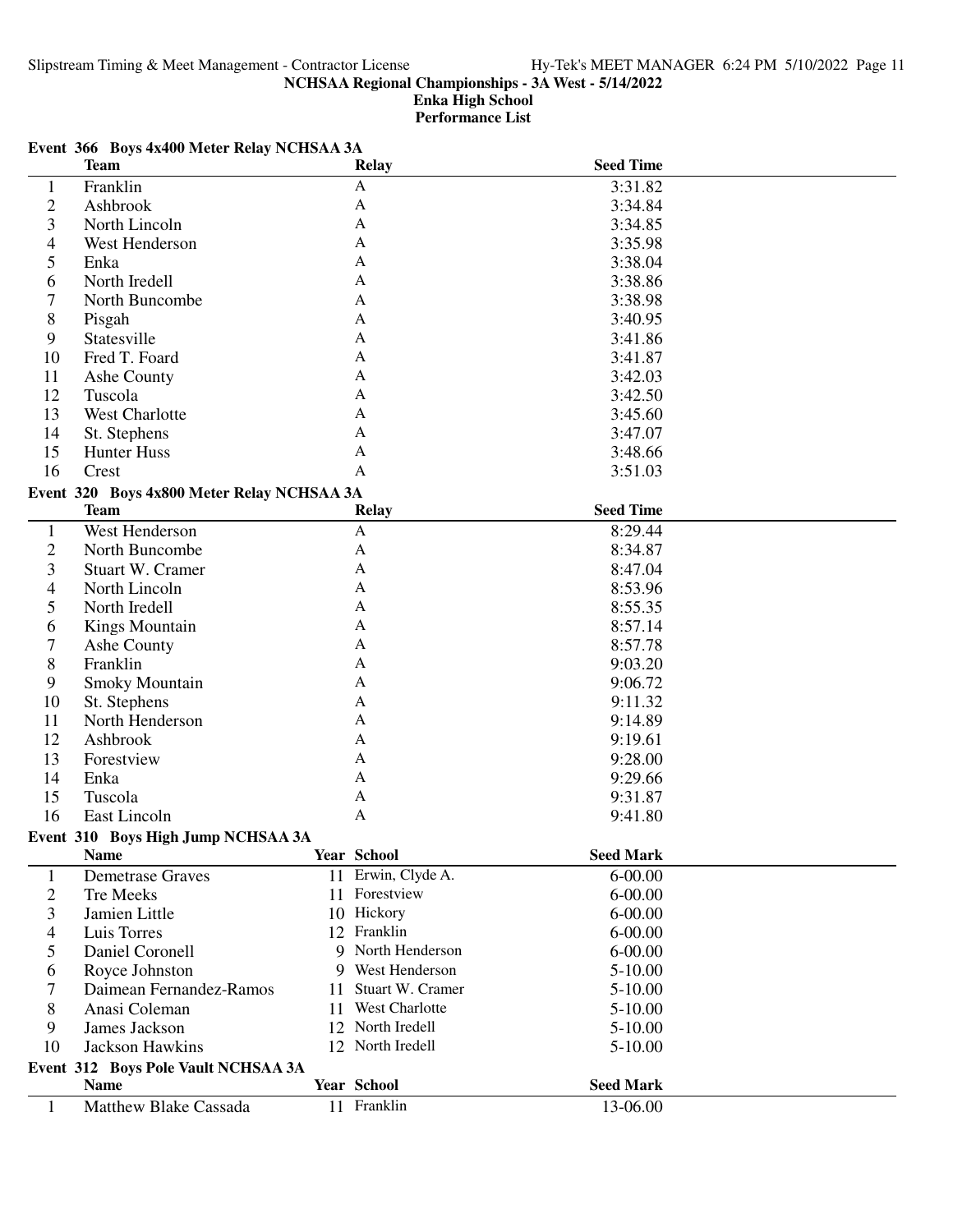**NCHSAA Regional Championships - 3A West - 5/14/2022**
**Enka High School**
**Performance List**

### Event 366 Boys 4x400 Meter Relay NCHSAA 3A

| | Team | Relay | Seed Time |
|---|---|---|---|
| 1 | Franklin | A | 3:31.82 |
| 2 | Ashbrook | A | 3:34.84 |
| 3 | North Lincoln | A | 3:34.85 |
| 4 | West Henderson | A | 3:35.98 |
| 5 | Enka | A | 3:38.04 |
| 6 | North Iredell | A | 3:38.86 |
| 7 | North Buncombe | A | 3:38.98 |
| 8 | Pisgah | A | 3:40.95 |
| 9 | Statesville | A | 3:41.86 |
| 10 | Fred T. Foard | A | 3:41.87 |
| 11 | Ashe County | A | 3:42.03 |
| 12 | Tuscola | A | 3:42.50 |
| 13 | West Charlotte | A | 3:45.60 |
| 14 | St. Stephens | A | 3:47.07 |
| 15 | Hunter Huss | A | 3:48.66 |
| 16 | Crest | A | 3:51.03 |

### Event 320 Boys 4x800 Meter Relay NCHSAA 3A

| | Team | Relay | Seed Time |
|---|---|---|---|
| 1 | West Henderson | A | 8:29.44 |
| 2 | North Buncombe | A | 8:34.87 |
| 3 | Stuart W. Cramer | A | 8:47.04 |
| 4 | North Lincoln | A | 8:53.96 |
| 5 | North Iredell | A | 8:55.35 |
| 6 | Kings Mountain | A | 8:57.14 |
| 7 | Ashe County | A | 8:57.78 |
| 8 | Franklin | A | 9:03.20 |
| 9 | Smoky Mountain | A | 9:06.72 |
| 10 | St. Stephens | A | 9:11.32 |
| 11 | North Henderson | A | 9:14.89 |
| 12 | Ashbrook | A | 9:19.61 |
| 13 | Forestview | A | 9:28.00 |
| 14 | Enka | A | 9:29.66 |
| 15 | Tuscola | A | 9:31.87 |
| 16 | East Lincoln | A | 9:41.80 |

### Event 310 Boys High Jump NCHSAA 3A

| | Name | Year | School | Seed Mark |
|---|---|---|---|---|
| 1 | Demetrase Graves | 11 | Erwin, Clyde A. | 6-00.00 |
| 2 | Tre Meeks | 11 | Forestview | 6-00.00 |
| 3 | Jamien Little | 10 | Hickory | 6-00.00 |
| 4 | Luis Torres | 12 | Franklin | 6-00.00 |
| 5 | Daniel Coronell | 9 | North Henderson | 6-00.00 |
| 6 | Royce Johnston | 9 | West Henderson | 5-10.00 |
| 7 | Daimean Fernandez-Ramos | 11 | Stuart W. Cramer | 5-10.00 |
| 8 | Anasi Coleman | 11 | West Charlotte | 5-10.00 |
| 9 | James Jackson | 12 | North Iredell | 5-10.00 |
| 10 | Jackson Hawkins | 12 | North Iredell | 5-10.00 |

### Event 312 Boys Pole Vault NCHSAA 3A

| | Name | Year | School | Seed Mark |
|---|---|---|---|---|
| 1 | Matthew Blake Cassada | 11 | Franklin | 13-06.00 |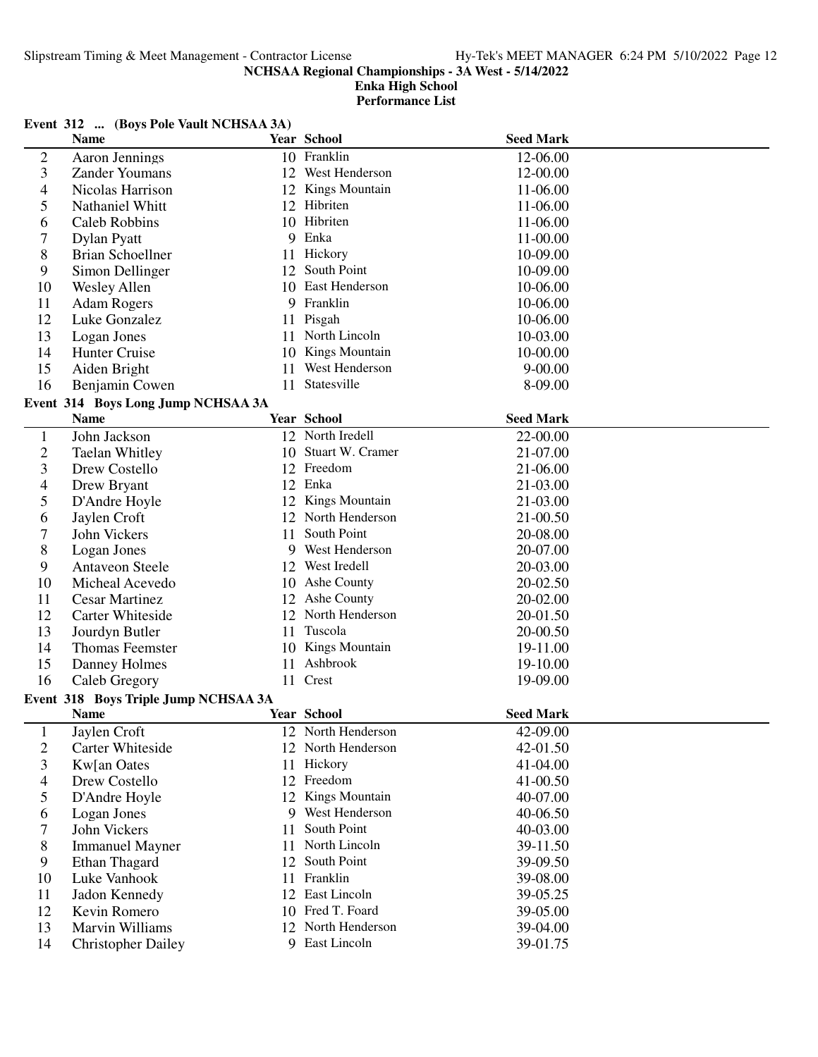## Event 312 ... (Boys Pole Vault NCHSAA 3A)

| | Name | Year | School | Seed Mark |
|---|---|---|---|---|
| 2 | Aaron Jennings | 10 | Franklin | 12-06.00 |
| 3 | Zander Youmans | 12 | West Henderson | 12-00.00 |
| 4 | Nicolas Harrison | 12 | Kings Mountain | 11-06.00 |
| 5 | Nathaniel Whitt | 12 | Hibriten | 11-06.00 |
| 6 | Caleb Robbins | 10 | Hibriten | 11-06.00 |
| 7 | Dylan Pyatt | 9 | Enka | 11-00.00 |
| 8 | Brian Schoellner | 11 | Hickory | 10-09.00 |
| 9 | Simon Dellinger | 12 | South Point | 10-09.00 |
| 10 | Wesley Allen | 10 | East Henderson | 10-06.00 |
| 11 | Adam Rogers | 9 | Franklin | 10-06.00 |
| 12 | Luke Gonzalez | 11 | Pisgah | 10-06.00 |
| 13 | Logan Jones | 11 | North Lincoln | 10-03.00 |
| 14 | Hunter Cruise | 10 | Kings Mountain | 10-00.00 |
| 15 | Aiden Bright | 11 | West Henderson | 9-00.00 |
| 16 | Benjamin Cowen | 11 | Statesville | 8-09.00 |

## Event 314 Boys Long Jump NCHSAA 3A

| | Name | Year | School | Seed Mark |
|---|---|---|---|---|
| 1 | John Jackson | 12 | North Iredell | 22-00.00 |
| 2 | Taelan Whitley | 10 | Stuart W. Cramer | 21-07.00 |
| 3 | Drew Costello | 12 | Freedom | 21-06.00 |
| 4 | Drew Bryant | 12 | Enka | 21-03.00 |
| 5 | D'Andre Hoyle | 12 | Kings Mountain | 21-03.00 |
| 6 | Jaylen Croft | 12 | North Henderson | 21-00.50 |
| 7 | John Vickers | 11 | South Point | 20-08.00 |
| 8 | Logan Jones | 9 | West Henderson | 20-07.00 |
| 9 | Antaveon Steele | 12 | West Iredell | 20-03.00 |
| 10 | Micheal Acevedo | 10 | Ashe County | 20-02.50 |
| 11 | Cesar Martinez | 12 | Ashe County | 20-02.00 |
| 12 | Carter Whiteside | 12 | North Henderson | 20-01.50 |
| 13 | Jourdyn Butler | 11 | Tuscola | 20-00.50 |
| 14 | Thomas Feemster | 10 | Kings Mountain | 19-11.00 |
| 15 | Danney Holmes | 11 | Ashbrook | 19-10.00 |
| 16 | Caleb Gregory | 11 | Crest | 19-09.00 |

## Event 318 Boys Triple Jump NCHSAA 3A

| | Name | Year | School | Seed Mark |
|---|---|---|---|---|
| 1 | Jaylen Croft | 12 | North Henderson | 42-09.00 |
| 2 | Carter Whiteside | 12 | North Henderson | 42-01.50 |
| 3 | Kw[an Oates | 11 | Hickory | 41-04.00 |
| 4 | Drew Costello | 12 | Freedom | 41-00.50 |
| 5 | D'Andre Hoyle | 12 | Kings Mountain | 40-07.00 |
| 6 | Logan Jones | 9 | West Henderson | 40-06.50 |
| 7 | John Vickers | 11 | South Point | 40-03.00 |
| 8 | Immanuel Mayner | 11 | North Lincoln | 39-11.50 |
| 9 | Ethan Thagard | 12 | South Point | 39-09.50 |
| 10 | Luke Vanhook | 11 | Franklin | 39-08.00 |
| 11 | Jadon Kennedy | 12 | East Lincoln | 39-05.25 |
| 12 | Kevin Romero | 10 | Fred T. Foard | 39-05.00 |
| 13 | Marvin Williams | 12 | North Henderson | 39-04.00 |
| 14 | Christopher Dailey | 9 | East Lincoln | 39-01.75 |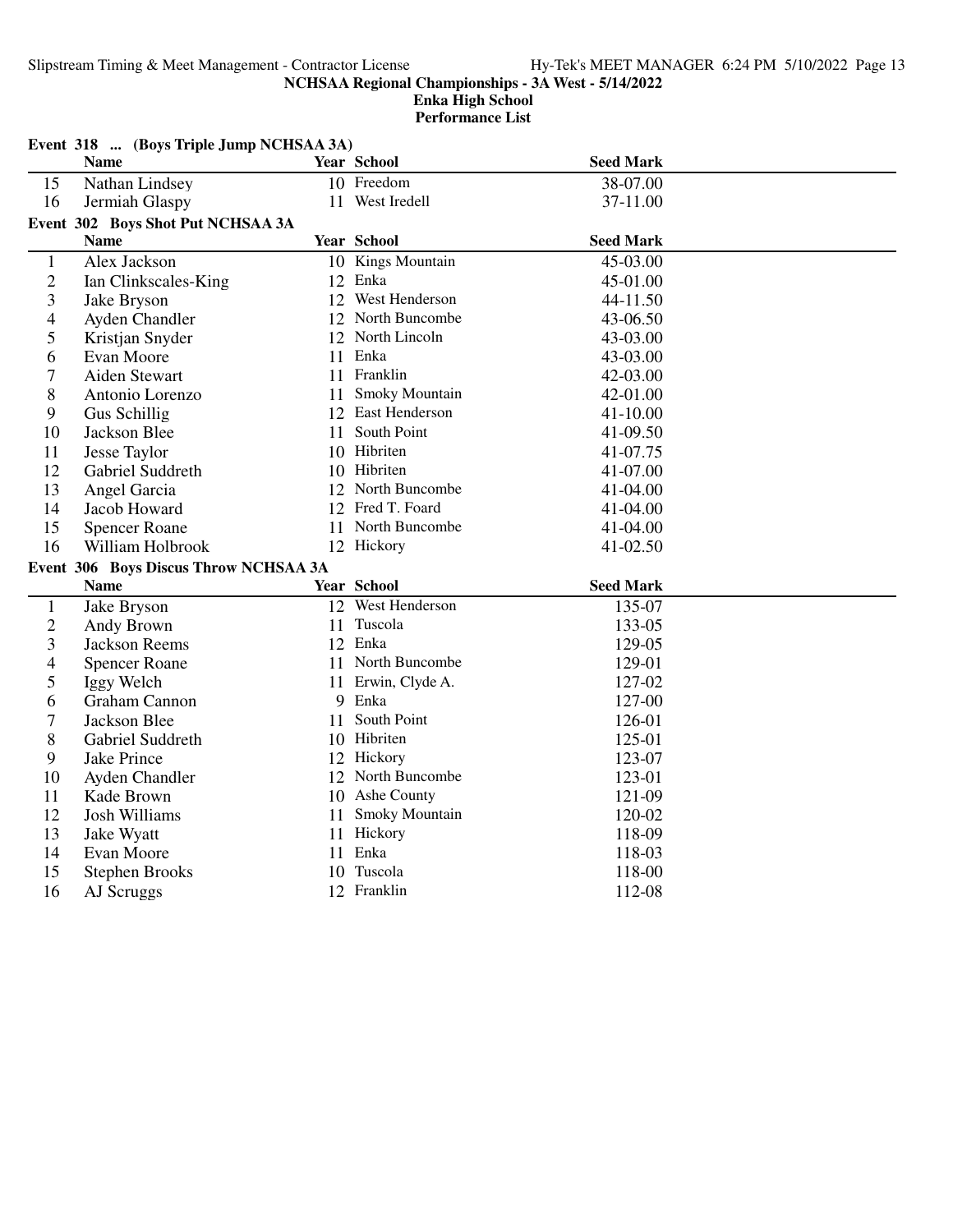NCHSAA Regional Championships - 3A West - 5/14/2022

Enka High School

Performance List

**Event 318 ... (Boys Triple Jump NCHSAA 3A)**

| | Name | Year | School | Seed Mark |
|---|---|---|---|---|
| 15 | Nathan Lindsey | 10 | Freedom | 38-07.00 |
| 16 | Jermiah Glaspy | 11 | West Iredell | 37-11.00 |

**Event 302 Boys Shot Put NCHSAA 3A**

| | Name | Year | School | Seed Mark |
|---|---|---|---|---|
| 1 | Alex Jackson | 10 | Kings Mountain | 45-03.00 |
| 2 | Ian Clinkscales-King | 12 | Enka | 45-01.00 |
| 3 | Jake Bryson | 12 | West Henderson | 44-11.50 |
| 4 | Ayden Chandler | 12 | North Buncombe | 43-06.50 |
| 5 | Kristjan Snyder | 12 | North Lincoln | 43-03.00 |
| 6 | Evan Moore | 11 | Enka | 43-03.00 |
| 7 | Aiden Stewart | 11 | Franklin | 42-03.00 |
| 8 | Antonio Lorenzo | 11 | Smoky Mountain | 42-01.00 |
| 9 | Gus Schillig | 12 | East Henderson | 41-10.00 |
| 10 | Jackson Blee | 11 | South Point | 41-09.50 |
| 11 | Jesse Taylor | 10 | Hibriten | 41-07.75 |
| 12 | Gabriel Suddreth | 10 | Hibriten | 41-07.00 |
| 13 | Angel Garcia | 12 | North Buncombe | 41-04.00 |
| 14 | Jacob Howard | 12 | Fred T. Foard | 41-04.00 |
| 15 | Spencer Roane | 11 | North Buncombe | 41-04.00 |
| 16 | William Holbrook | 12 | Hickory | 41-02.50 |

**Event 306 Boys Discus Throw NCHSAA 3A**

| | Name | Year | School | Seed Mark |
|---|---|---|---|---|
| 1 | Jake Bryson | 12 | West Henderson | 135-07 |
| 2 | Andy Brown | 11 | Tuscola | 133-05 |
| 3 | Jackson Reems | 12 | Enka | 129-05 |
| 4 | Spencer Roane | 11 | North Buncombe | 129-01 |
| 5 | Iggy Welch | 11 | Erwin, Clyde A. | 127-02 |
| 6 | Graham Cannon | 9 | Enka | 127-00 |
| 7 | Jackson Blee | 11 | South Point | 126-01 |
| 8 | Gabriel Suddreth | 10 | Hibriten | 125-01 |
| 9 | Jake Prince | 12 | Hickory | 123-07 |
| 10 | Ayden Chandler | 12 | North Buncombe | 123-01 |
| 11 | Kade Brown | 10 | Ashe County | 121-09 |
| 12 | Josh Williams | 11 | Smoky Mountain | 120-02 |
| 13 | Jake Wyatt | 11 | Hickory | 118-09 |
| 14 | Evan Moore | 11 | Enka | 118-03 |
| 15 | Stephen Brooks | 10 | Tuscola | 118-00 |
| 16 | AJ Scruggs | 12 | Franklin | 112-08 |